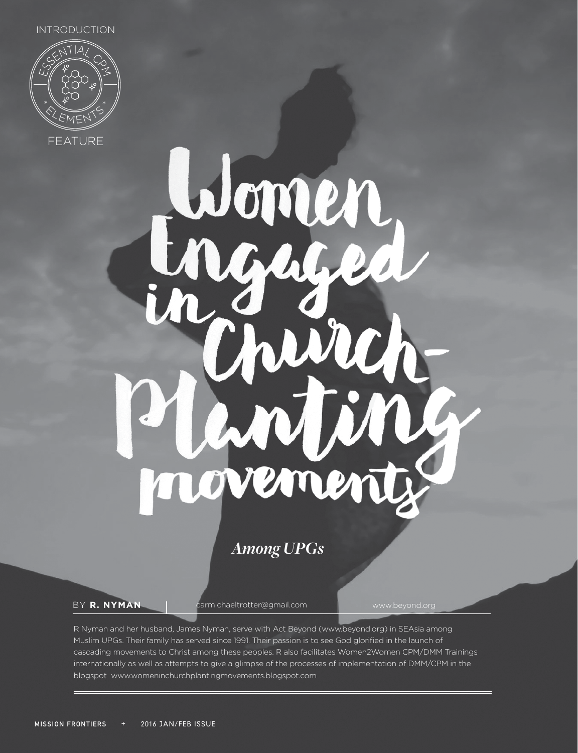INTRODUCTION

ESSENTIAL CPM ELEMENTS

FEATURE

# Women Engaged in Church-Planting movements

*Among UPGs*

BY **R. NYMAN** | carmichaeltrotter@gmail.com | www.beyond.org

R Nyman and her husband, James Nyman, serve with Act Beyond (www.beyond.org) in SEAsia among Muslim UPGs. Their family has served since 1991. Their passion is to see God glorified in the launch of cascading movements to Christ among these peoples. R also facilitates Women2Women CPM/DMM Trainings internationally as well as attempts to give a glimpse of the processes of implementation of DMM/CPM in the blogspot www.womeninchurchplantingmovements.blogspot.com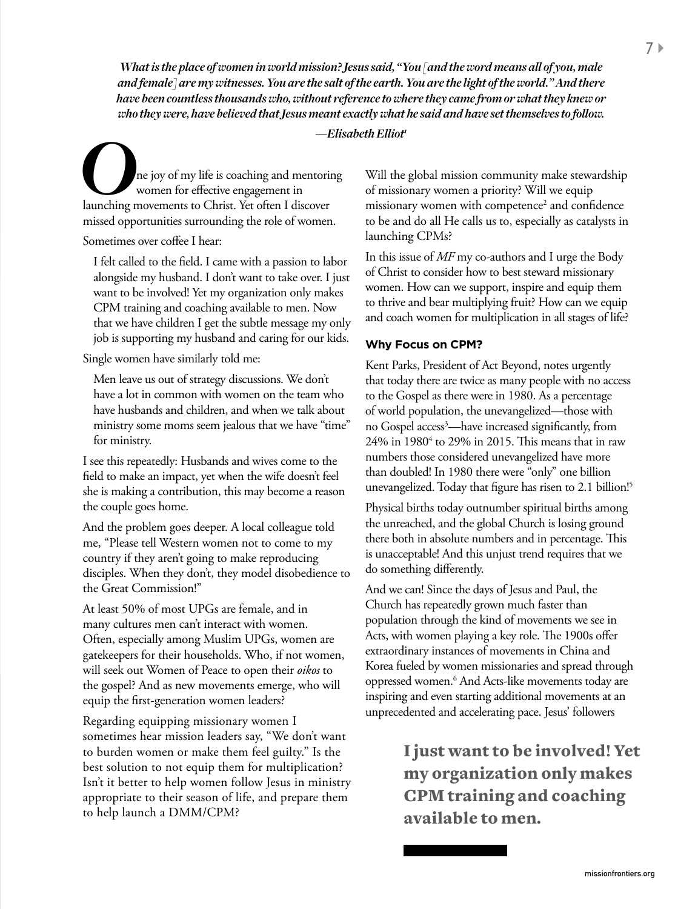*What is the place of women in world mission? Jesus said, "You [and the word means all of you, male and female] are my witnesses. You are the salt of the earth. You are the light of the world." And there have been countless thousands who, without reference to where they came from or what they knew or who they were, have believed that Jesus meant exactly what he said and have set themselves to follow.*

*—Elisabeth Elliot*[1]

One joy of my life is coaching and mentoring women for effective engagement in launching movements to Christ. Yet often I discover missed opportunities surrounding the role of women.

Sometimes over coffee I hear:

> I felt called to the field. I came with a passion to labor alongside my husband. I don't want to take over. I just want to be involved! Yet my organization only makes CPM training and coaching available to men. Now that we have children I get the subtle message my only job is supporting my husband and caring for our kids.

Single women have similarly told me:

> Men leave us out of strategy discussions. We don't have a lot in common with women on the team who have husbands and children, and when we talk about ministry some moms seem jealous that we have "time" for ministry.

I see this repeatedly: Husbands and wives come to the field to make an impact, yet when the wife doesn't feel she is making a contribution, this may become a reason the couple goes home.

And the problem goes deeper. A local colleague told me, "Please tell Western women not to come to my country if they aren't going to make reproducing disciples. When they don't, they model disobedience to the Great Commission!"

At least 50% of most UPGs are female, and in many cultures men can't interact with women. Often, especially among Muslim UPGs, women are gatekeepers for their households. Who, if not women, will seek out Women of Peace to open their *oikos* to the gospel? And as new movements emerge, who will equip the first-generation women leaders?

Regarding equipping missionary women I sometimes hear mission leaders say, "We don't want to burden women or make them feel guilty." Is the best solution to not equip them for multiplication? Isn't it better to help women follow Jesus in ministry appropriate to their season of life, and prepare them to help launch a DMM/CPM?

Will the global mission community make stewardship of missionary women a priority? Will we equip missionary women with competence[2] and confidence to be and do all He calls us to, especially as catalysts in launching CPMs?

In this issue of *MF* my co-authors and I urge the Body of Christ to consider how to best steward missionary women. How can we support, inspire and equip them to thrive and bear multiplying fruit? How can we equip and coach women for multiplication in all stages of life?

### Why Focus on CPM?

Kent Parks, President of Act Beyond, notes urgently that today there are twice as many people with no access to the Gospel as there were in 1980. As a percentage of world population, the unevangelized—those with no Gospel access[3]—have increased significantly, from 24% in 1980[4] to 29% in 2015. This means that in raw numbers those considered unevangelized have more than doubled! In 1980 there were "only" one billion unevangelized. Today that figure has risen to 2.1 billion![5]

Physical births today outnumber spiritual births among the unreached, and the global Church is losing ground there both in absolute numbers and in percentage. This is unacceptable! And this unjust trend requires that we do something differently.

And we can! Since the days of Jesus and Paul, the Church has repeatedly grown much faster than population through the kind of movements we see in Acts, with women playing a key role. The 1900s offer extraordinary instances of movements in China and Korea fueled by women missionaries and spread through oppressed women.[6] And Acts-like movements today are inspiring and even starting additional movements at an unprecedented and accelerating pace. Jesus' followers

**I just want to be involved! Yet my organization only makes CPM training and coaching available to men.**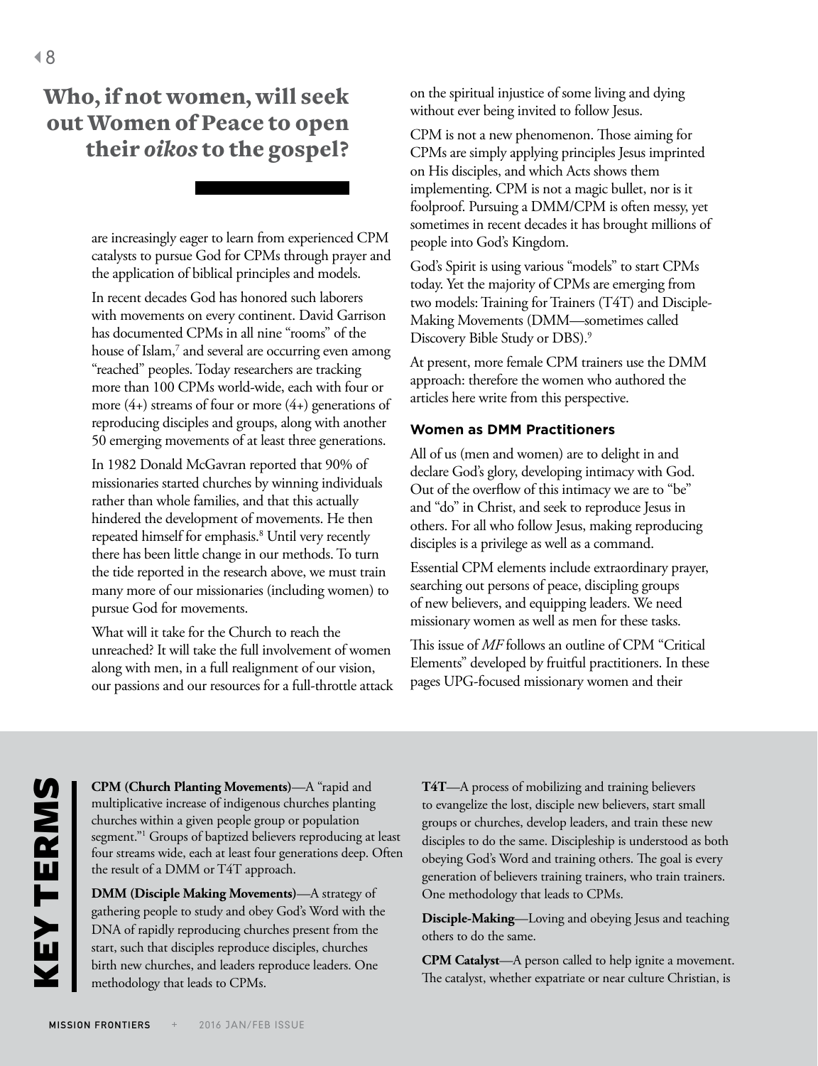## Who, if not women, will seek out Women of Peace to open their *oikos* to the gospel?

are increasingly eager to learn from experienced CPM catalysts to pursue God for CPMs through prayer and the application of biblical principles and models.

In recent decades God has honored such laborers with movements on every continent. David Garrison has documented CPMs in all nine "rooms" of the house of Islam,[7] and several are occurring even among "reached" peoples. Today researchers are tracking more than 100 CPMs world-wide, each with four or more (4+) streams of four or more (4+) generations of reproducing disciples and groups, along with another 50 emerging movements of at least three generations.

In 1982 Donald McGavran reported that 90% of missionaries started churches by winning individuals rather than whole families, and that this actually hindered the development of movements. He then repeated himself for emphasis.[8] Until very recently there has been little change in our methods. To turn the tide reported in the research above, we must train many more of our missionaries (including women) to pursue God for movements.

What will it take for the Church to reach the unreached? It will take the full involvement of women along with men, in a full realignment of our vision, our passions and our resources for a full-throttle attack on the spiritual injustice of some living and dying without ever being invited to follow Jesus.

CPM is not a new phenomenon. Those aiming for CPMs are simply applying principles Jesus imprinted on His disciples, and which Acts shows them implementing. CPM is not a magic bullet, nor is it foolproof. Pursuing a DMM/CPM is often messy, yet sometimes in recent decades it has brought millions of people into God's Kingdom.

God's Spirit is using various "models" to start CPMs today. Yet the majority of CPMs are emerging from two models: Training for Trainers (T4T) and Disciple-Making Movements (DMM—sometimes called Discovery Bible Study or DBS).[9]

At present, more female CPM trainers use the DMM approach: therefore the women who authored the articles here write from this perspective.

### Women as DMM Practitioners

All of us (men and women) are to delight in and declare God's glory, developing intimacy with God. Out of the overflow of this intimacy we are to "be" and "do" in Christ, and seek to reproduce Jesus in others. For all who follow Jesus, making reproducing disciples is a privilege as well as a command.

Essential CPM elements include extraordinary prayer, searching out persons of peace, discipling groups of new believers, and equipping leaders. We need missionary women as well as men for these tasks.

This issue of *MF* follows an outline of CPM "Critical Elements" developed by fruitful practitioners. In these pages UPG-focused missionary women and their

## KEY TERMS

**CPM (Church Planting Movements)**—A "rapid and multiplicative increase of indigenous churches planting churches within a given people group or population segment."[1] Groups of baptized believers reproducing at least four streams wide, each at least four generations deep. Often the result of a DMM or T4T approach.

**DMM (Disciple Making Movements)**—A strategy of gathering people to study and obey God's Word with the DNA of rapidly reproducing churches present from the start, such that disciples reproduce disciples, churches birth new churches, and leaders reproduce leaders. One methodology that leads to CPMs.

**T4T**—A process of mobilizing and training believers to evangelize the lost, disciple new believers, start small groups or churches, develop leaders, and train these new disciples to do the same. Discipleship is understood as both obeying God's Word and training others. The goal is every generation of believers training trainers, who train trainers. One methodology that leads to CPMs.

**Disciple-Making**—Loving and obeying Jesus and teaching others to do the same.

**CPM Catalyst**—A person called to help ignite a movement. The catalyst, whether expatriate or near culture Christian, is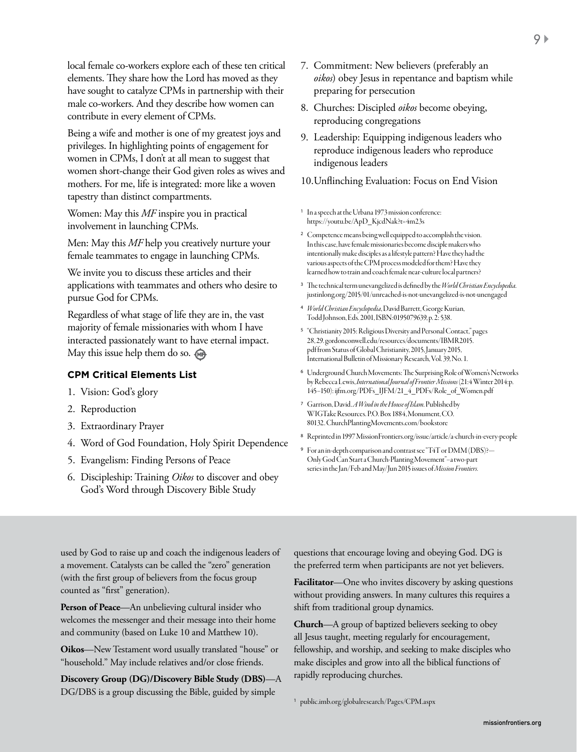local female co-workers explore each of these ten critical elements. They share how the Lord has moved as they have sought to catalyze CPMs in partnership with their male co-workers. And they describe how women can contribute in every element of CPMs.

Being a wife and mother is one of my greatest joys and privileges. In highlighting points of engagement for women in CPMs, I don't at all mean to suggest that women short-change their God given roles as wives and mothers. For me, life is integrated: more like a woven tapestry than distinct compartments.

Women: May this *MF* inspire you in practical involvement in launching CPMs.

Men: May this *MF* help you creatively nurture your female teammates to engage in launching CPMs.

We invite you to discuss these articles and their applications with teammates and others who desire to pursue God for CPMs.

Regardless of what stage of life they are in, the vast majority of female missionaries with whom I have interacted passionately want to have eternal impact. May this issue help them do so.

### CPM Critical Elements List

1. Vision: God's glory
2. Reproduction
3. Extraordinary Prayer
4. Word of God Foundation, Holy Spirit Dependence
5. Evangelism: Finding Persons of Peace
6. Discipleship: Training *Oikos* to discover and obey God's Word through Discovery Bible Study
7. Commitment: New believers (preferably an *oikos*) obey Jesus in repentance and baptism while preparing for persecution
8. Churches: Discipled *oikos* become obeying, reproducing congregations
9. Leadership: Equipping indigenous leaders who reproduce indigenous leaders who reproduce indigenous leaders
10. Unflinching Evaluation: Focus on End Vision

[1] In a speech at the Urbana 1973 mission conference: https://youtu.be/ApD_KjcdNak?t=4m23s

[2] Competence means being well equipped to accomplish the vision. In this case, have female missionaries become disciple makers who intentionally make disciples as a lifestyle pattern? Have they had the various aspects of the CPM process modeled for them? Have they learned how to train and coach female near-culture local partners?

[3] The technical term unevangelized is defined by the *World Christian Encyclopedia*. justinlong.org/2015/01/unreached-is-not-unevangelized-is-not-unengaged

[4] *World Christian Encyclopedia*, David Barrett, George Kurian, Todd Johnson, Eds. 2001, ISBN:0195079639, p. 2: 538.

[5] "Christianity 2015: Religious Diversity and Personal Contact," pages 28, 29. gordonconwell.edu/resources/documents/IBMR2015. pdf from Status of Global Christianity, 2015, January 2015, International Bulletin of Missionary Research, Vol. 39, No. 1.

[6] Underground Church Movements: The Surprising Role of Women's Networks by Rebecca Lewis, *International Journal of Frontier Missions* (21:4 Winter 2014: p. 145–150): ijfm.org/PDFs_IJFM/21_4_PDFs/Role_of_Women.pdf

[7] Garrison, David. *A Wind in the House of Islam*. Published by WIGTake Resources. P.O. Box 1884, Monument, CO. 80132. ChurchPlantingMovements.com/bookstore

[8] Reprinted in 1997 MissionFrontiers.org/issue/article/a-church-in-every-people

[9] For an in-depth comparison and contrast see "T4T or DMM (DBS)?— Only God Can Start a Church-Planting Movement"–a two-part series in the Jan/Feb and May/Jun 2015 issues of *Mission Frontiers*.

used by God to raise up and coach the indigenous leaders of a movement. Catalysts can be called the "zero" generation (with the first group of believers from the focus group counted as "first" generation).

**Person of Peace**—An unbelieving cultural insider who welcomes the messenger and their message into their home and community (based on Luke 10 and Matthew 10).

**Oikos**—New Testament word usually translated "house" or "household." May include relatives and/or close friends.

**Discovery Group (DG)/Discovery Bible Study (DBS)**—A DG/DBS is a group discussing the Bible, guided by simple questions that encourage loving and obeying God. DG is the preferred term when participants are not yet believers.

**Facilitator**—One who invites discovery by asking questions without providing answers. In many cultures this requires a shift from traditional group dynamics.

**Church**—A group of baptized believers seeking to obey all Jesus taught, meeting regularly for encouragement, fellowship, and worship, and seeking to make disciples who make disciples and grow into all the biblical functions of rapidly reproducing churches.

[1] public.imb.org/globalresearch/Pages/CPM.aspx